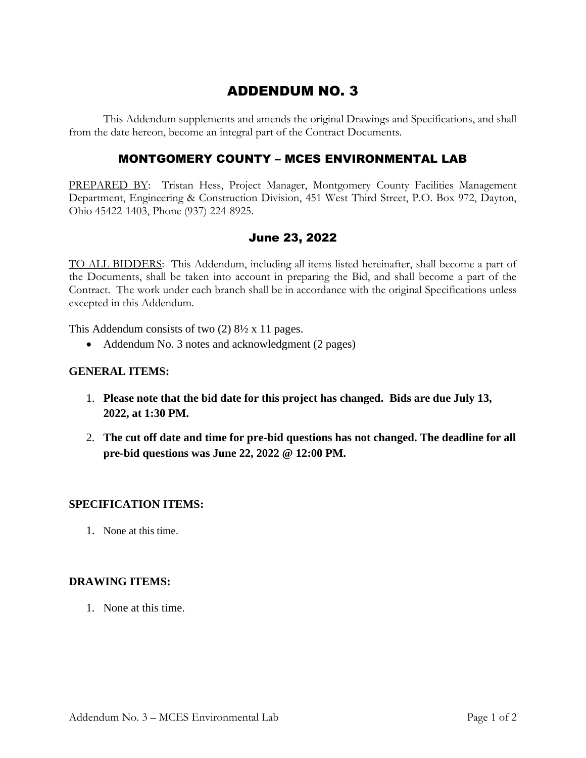# ADDENDUM NO. 3

This Addendum supplements and amends the original Drawings and Specifications, and shall from the date hereon, become an integral part of the Contract Documents.

## MONTGOMERY COUNTY – MCES ENVIRONMENTAL LAB

PREPARED BY: Tristan Hess, Project Manager, Montgomery County Facilities Management Department, Engineering & Construction Division, 451 West Third Street, P.O. Box 972, Dayton, Ohio 45422-1403, Phone (937) 224-8925.

## June 23, 2022

TO ALL BIDDERS: This Addendum, including all items listed hereinafter, shall become a part of the Documents, shall be taken into account in preparing the Bid, and shall become a part of the Contract. The work under each branch shall be in accordance with the original Specifications unless excepted in this Addendum.

This Addendum consists of two (2) 8½ x 11 pages.

- Addendum No. 3 notes and acknowledgment (2 pages)

**GENERAL ITEMS:**

1. **Please note that the bid date for this project has changed. Bids are due July 13, 2022, at 1:30 PM.**
2. **The cut off date and time for pre-bid questions has not changed. The deadline for all pre-bid questions was June 22, 2022 @ 12:00 PM.**

**SPECIFICATION ITEMS:**

1. None at this time.

**DRAWING ITEMS:**

1. None at this time.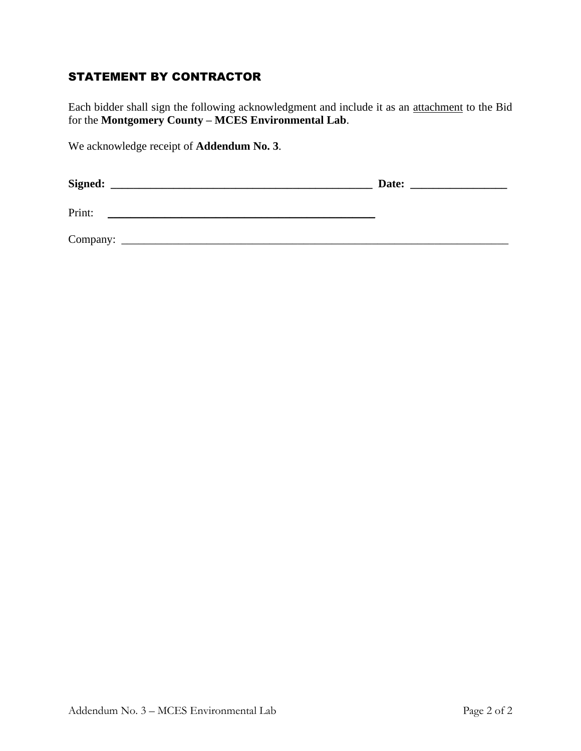## STATEMENT BY CONTRACTOR

Each bidder shall sign the following acknowledgment and include it as an attachment to the Bid for the **Montgomery County – MCES Environmental Lab**.

We acknowledge receipt of **Addendum No. 3**.

**Signed:** _______________________________________________ **Date:** _________________

Print: _______________________________________________

Company: ______________________________________________________________________